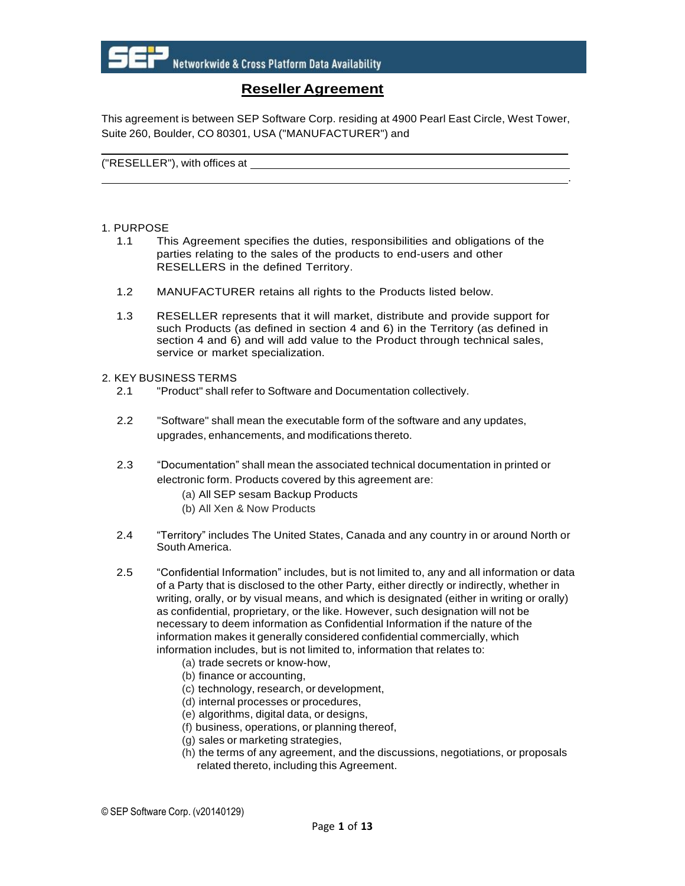# Reseller Agreement

This agreement is between SEP Software Corp. residing at 4900 Pearl East Circle, West Tower, Suite 260, Boulder, CO 80301, USA ("MANUFACTURER") and

______________________________________________________________________

("RESELLER"), with offices at ______________________________________________

______________________________________________________________________.

1. PURPOSE

   1.1 This Agreement specifies the duties, responsibilities and obligations of the parties relating to the sales of the products to end-users and other RESELLERS in the defined Territory.

   1.2 MANUFACTURER retains all rights to the Products listed below.

   1.3 RESELLER represents that it will market, distribute and provide support for such Products (as defined in section 4 and 6) in the Territory (as defined in section 4 and 6) and will add value to the Product through technical sales, service or market specialization.

2. KEY BUSINESS TERMS

   2.1 "Product" shall refer to Software and Documentation collectively.

   2.2 "Software" shall mean the executable form of the software and any updates, upgrades, enhancements, and modifications thereto.

   2.3 "Documentation" shall mean the associated technical documentation in printed or electronic form. Products covered by this agreement are:
      - (a) All SEP sesam Backup Products
      - (b) All Xen & Now Products

   2.4 "Territory" includes The United States, Canada and any country in or around North or South America.

   2.5 "Confidential Information" includes, but is not limited to, any and all information or data of a Party that is disclosed to the other Party, either directly or indirectly, whether in writing, orally, or by visual means, and which is designated (either in writing or orally) as confidential, proprietary, or the like. However, such designation will not be necessary to deem information as Confidential Information if the nature of the information makes it generally considered confidential commercially, which information includes, but is not limited to, information that relates to:
      - (a) trade secrets or know-how,
      - (b) finance or accounting,
      - (c) technology, research, or development,
      - (d) internal processes or procedures,
      - (e) algorithms, digital data, or designs,
      - (f) business, operations, or planning thereof,
      - (g) sales or marketing strategies,
      - (h) the terms of any agreement, and the discussions, negotiations, or proposals related thereto, including this Agreement.

© SEP Software Corp. (v20140129)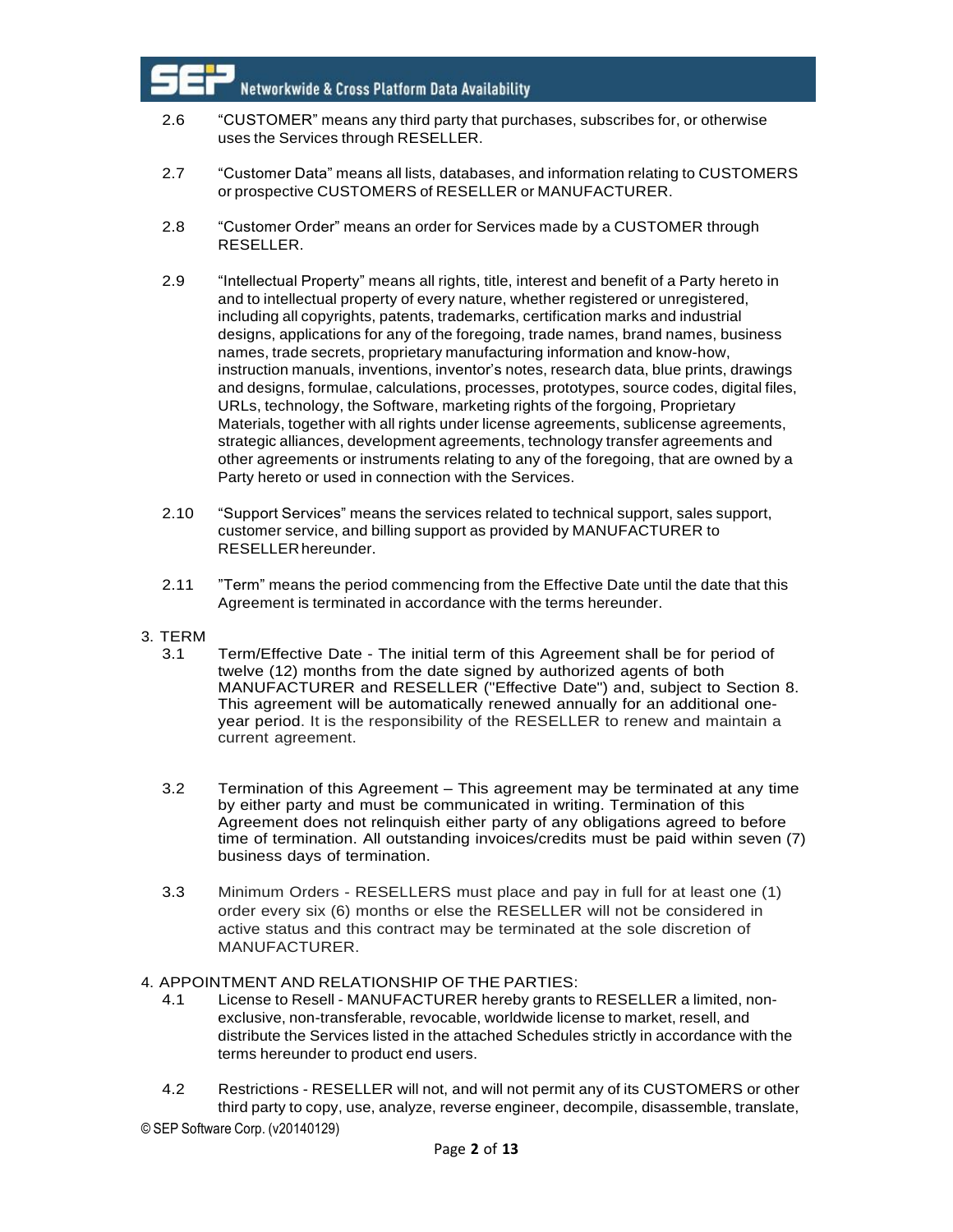2.6 "CUSTOMER" means any third party that purchases, subscribes for, or otherwise uses the Services through RESELLER.

2.7 "Customer Data" means all lists, databases, and information relating to CUSTOMERS or prospective CUSTOMERS of RESELLER or MANUFACTURER.

2.8 "Customer Order" means an order for Services made by a CUSTOMER through RESELLER.

2.9 "Intellectual Property" means all rights, title, interest and benefit of a Party hereto in and to intellectual property of every nature, whether registered or unregistered, including all copyrights, patents, trademarks, certification marks and industrial designs, applications for any of the foregoing, trade names, brand names, business names, trade secrets, proprietary manufacturing information and know-how, instruction manuals, inventions, inventor's notes, research data, blue prints, drawings and designs, formulae, calculations, processes, prototypes, source codes, digital files, URLs, technology, the Software, marketing rights of the forgoing, Proprietary Materials, together with all rights under license agreements, sublicense agreements, strategic alliances, development agreements, technology transfer agreements and other agreements or instruments relating to any of the foregoing, that are owned by a Party hereto or used in connection with the Services.

2.10 "Support Services" means the services related to technical support, sales support, customer service, and billing support as provided by MANUFACTURER to RESELLER hereunder.

2.11 "Term" means the period commencing from the Effective Date until the date that this Agreement is terminated in accordance with the terms hereunder.

3. TERM

3.1 Term/Effective Date - The initial term of this Agreement shall be for period of twelve (12) months from the date signed by authorized agents of both MANUFACTURER and RESELLER ("Effective Date") and, subject to Section 8. This agreement will be automatically renewed annually for an additional one-year period. It is the responsibility of the RESELLER to renew and maintain a current agreement.

3.2 Termination of this Agreement – This agreement may be terminated at any time by either party and must be communicated in writing. Termination of this Agreement does not relinquish either party of any obligations agreed to before time of termination. All outstanding invoices/credits must be paid within seven (7) business days of termination.

3.3 Minimum Orders - RESELLERS must place and pay in full for at least one (1) order every six (6) months or else the RESELLER will not be considered in active status and this contract may be terminated at the sole discretion of MANUFACTURER.

4. APPOINTMENT AND RELATIONSHIP OF THE PARTIES:

4.1 License to Resell - MANUFACTURER hereby grants to RESELLER a limited, non-exclusive, non-transferable, revocable, worldwide license to market, resell, and distribute the Services listed in the attached Schedules strictly in accordance with the terms hereunder to product end users.

4.2 Restrictions - RESELLER will not, and will not permit any of its CUSTOMERS or other third party to copy, use, analyze, reverse engineer, decompile, disassemble, translate,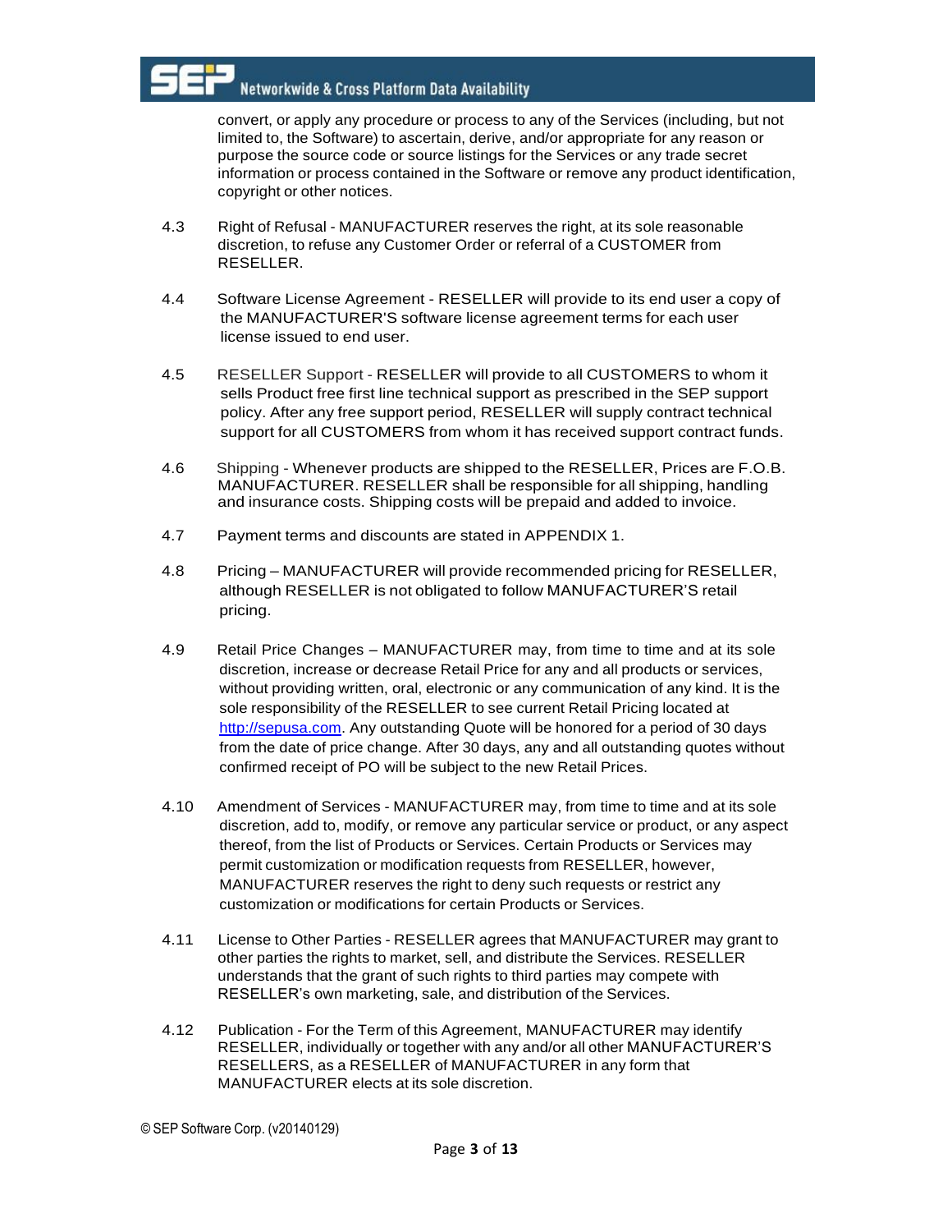convert, or apply any procedure or process to any of the Services (including, but not limited to, the Software) to ascertain, derive, and/or appropriate for any reason or purpose the source code or source listings for the Services or any trade secret information or process contained in the Software or remove any product identification, copyright or other notices.

4.3 Right of Refusal - MANUFACTURER reserves the right, at its sole reasonable discretion, to refuse any Customer Order or referral of a CUSTOMER from RESELLER.

4.4 Software License Agreement - RESELLER will provide to its end user a copy of the MANUFACTURER'S software license agreement terms for each user license issued to end user.

4.5 RESELLER Support - RESELLER will provide to all CUSTOMERS to whom it sells Product free first line technical support as prescribed in the SEP support policy. After any free support period, RESELLER will supply contract technical support for all CUSTOMERS from whom it has received support contract funds.

4.6 Shipping - Whenever products are shipped to the RESELLER, Prices are F.O.B. MANUFACTURER. RESELLER shall be responsible for all shipping, handling and insurance costs. Shipping costs will be prepaid and added to invoice.

4.7 Payment terms and discounts are stated in APPENDIX 1.

4.8 Pricing – MANUFACTURER will provide recommended pricing for RESELLER, although RESELLER is not obligated to follow MANUFACTURER'S retail pricing.

4.9 Retail Price Changes – MANUFACTURER may, from time to time and at its sole discretion, increase or decrease Retail Price for any and all products or services, without providing written, oral, electronic or any communication of any kind. It is the sole responsibility of the RESELLER to see current Retail Pricing located at http://sepusa.com. Any outstanding Quote will be honored for a period of 30 days from the date of price change. After 30 days, any and all outstanding quotes without confirmed receipt of PO will be subject to the new Retail Prices.

4.10 Amendment of Services - MANUFACTURER may, from time to time and at its sole discretion, add to, modify, or remove any particular service or product, or any aspect thereof, from the list of Products or Services. Certain Products or Services may permit customization or modification requests from RESELLER, however, MANUFACTURER reserves the right to deny such requests or restrict any customization or modifications for certain Products or Services.

4.11 License to Other Parties - RESELLER agrees that MANUFACTURER may grant to other parties the rights to market, sell, and distribute the Services. RESELLER understands that the grant of such rights to third parties may compete with RESELLER's own marketing, sale, and distribution of the Services.

4.12 Publication - For the Term of this Agreement, MANUFACTURER may identify RESELLER, individually or together with any and/or all other MANUFACTURER'S RESELLERS, as a RESELLER of MANUFACTURER in any form that MANUFACTURER elects at its sole discretion.

© SEP Software Corp. (v20140129)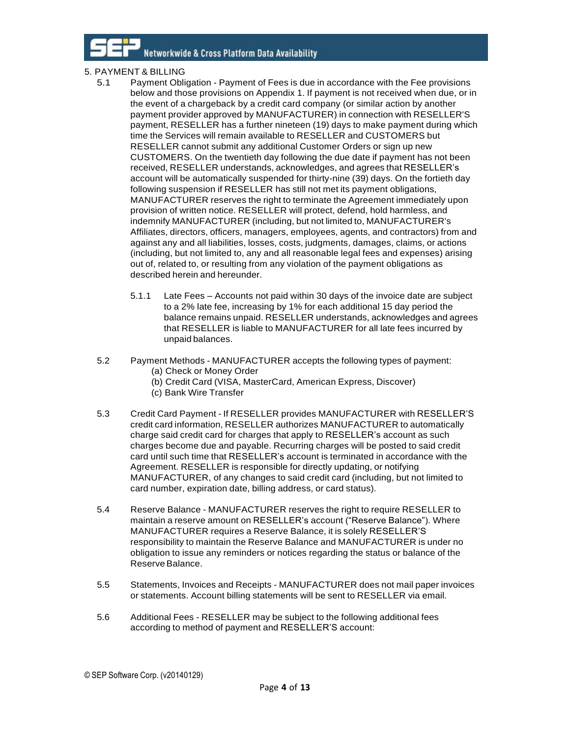## 5. PAYMENT & BILLING

5.1 Payment Obligation - Payment of Fees is due in accordance with the Fee provisions below and those provisions on Appendix 1. If payment is not received when due, or in the event of a chargeback by a credit card company (or similar action by another payment provider approved by MANUFACTURER) in connection with RESELLER'S payment, RESELLER has a further nineteen (19) days to make payment during which time the Services will remain available to RESELLER and CUSTOMERS but RESELLER cannot submit any additional Customer Orders or sign up new CUSTOMERS. On the twentieth day following the due date if payment has not been received, RESELLER understands, acknowledges, and agrees that RESELLER's account will be automatically suspended for thirty-nine (39) days. On the fortieth day following suspension if RESELLER has still not met its payment obligations, MANUFACTURER reserves the right to terminate the Agreement immediately upon provision of written notice. RESELLER will protect, defend, hold harmless, and indemnify MANUFACTURER (including, but not limited to, MANUFACTURER's Affiliates, directors, officers, managers, employees, agents, and contractors) from and against any and all liabilities, losses, costs, judgments, damages, claims, or actions (including, but not limited to, any and all reasonable legal fees and expenses) arising out of, related to, or resulting from any violation of the payment obligations as described herein and hereunder.

5.1.1 Late Fees – Accounts not paid within 30 days of the invoice date are subject to a 2% late fee, increasing by 1% for each additional 15 day period the balance remains unpaid. RESELLER understands, acknowledges and agrees that RESELLER is liable to MANUFACTURER for all late fees incurred by unpaid balances.

5.2 Payment Methods - MANUFACTURER accepts the following types of payment:
- (a) Check or Money Order
- (b) Credit Card (VISA, MasterCard, American Express, Discover)
- (c) Bank Wire Transfer

5.3 Credit Card Payment - If RESELLER provides MANUFACTURER with RESELLER'S credit card information, RESELLER authorizes MANUFACTURER to automatically charge said credit card for charges that apply to RESELLER's account as such charges become due and payable. Recurring charges will be posted to said credit card until such time that RESELLER's account is terminated in accordance with the Agreement. RESELLER is responsible for directly updating, or notifying MANUFACTURER, of any changes to said credit card (including, but not limited to card number, expiration date, billing address, or card status).

5.4 Reserve Balance - MANUFACTURER reserves the right to require RESELLER to maintain a reserve amount on RESELLER's account ("Reserve Balance"). Where MANUFACTURER requires a Reserve Balance, it is solely RESELLER'S responsibility to maintain the Reserve Balance and MANUFACTURER is under no obligation to issue any reminders or notices regarding the status or balance of the Reserve Balance.

5.5 Statements, Invoices and Receipts - MANUFACTURER does not mail paper invoices or statements. Account billing statements will be sent to RESELLER via email.

5.6 Additional Fees - RESELLER may be subject to the following additional fees according to method of payment and RESELLER'S account: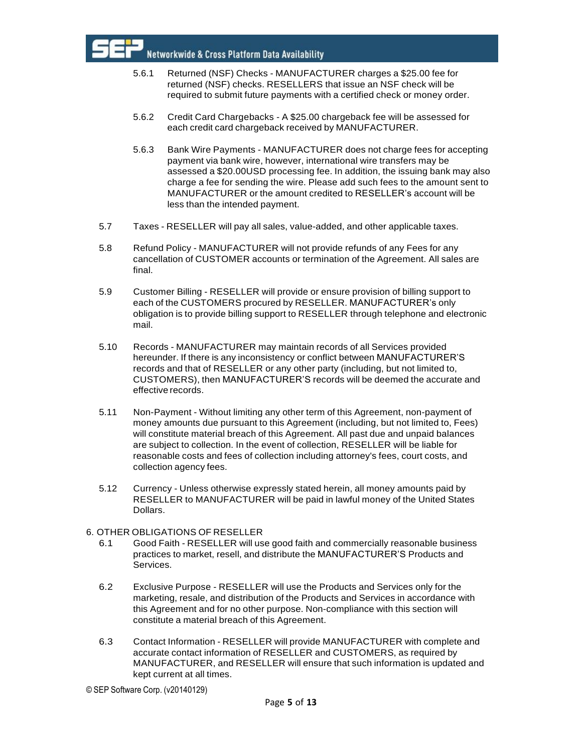5.6.1 Returned (NSF) Checks - MANUFACTURER charges a $25.00 fee for returned (NSF) checks. RESELLERS that issue an NSF check will be required to submit future payments with a certified check or money order.

5.6.2 Credit Card Chargebacks - A $25.00 chargeback fee will be assessed for each credit card chargeback received by MANUFACTURER.

5.6.3 Bank Wire Payments - MANUFACTURER does not charge fees for accepting payment via bank wire, however, international wire transfers may be assessed a $20.00USD processing fee. In addition, the issuing bank may also charge a fee for sending the wire. Please add such fees to the amount sent to MANUFACTURER or the amount credited to RESELLER's account will be less than the intended payment.

5.7 Taxes - RESELLER will pay all sales, value-added, and other applicable taxes.

5.8 Refund Policy - MANUFACTURER will not provide refunds of any Fees for any cancellation of CUSTOMER accounts or termination of the Agreement. All sales are final.

5.9 Customer Billing - RESELLER will provide or ensure provision of billing support to each of the CUSTOMERS procured by RESELLER. MANUFACTURER's only obligation is to provide billing support to RESELLER through telephone and electronic mail.

5.10 Records - MANUFACTURER may maintain records of all Services provided hereunder. If there is any inconsistency or conflict between MANUFACTURER'S records and that of RESELLER or any other party (including, but not limited to, CUSTOMERS), then MANUFACTURER'S records will be deemed the accurate and effective records.

5.11 Non-Payment - Without limiting any other term of this Agreement, non-payment of money amounts due pursuant to this Agreement (including, but not limited to, Fees) will constitute material breach of this Agreement. All past due and unpaid balances are subject to collection. In the event of collection, RESELLER will be liable for reasonable costs and fees of collection including attorney's fees, court costs, and collection agency fees.

5.12 Currency - Unless otherwise expressly stated herein, all money amounts paid by RESELLER to MANUFACTURER will be paid in lawful money of the United States Dollars.

## 6. OTHER OBLIGATIONS OF RESELLER

6.1 Good Faith - RESELLER will use good faith and commercially reasonable business practices to market, resell, and distribute the MANUFACTURER'S Products and Services.

6.2 Exclusive Purpose - RESELLER will use the Products and Services only for the marketing, resale, and distribution of the Products and Services in accordance with this Agreement and for no other purpose. Non-compliance with this section will constitute a material breach of this Agreement.

6.3 Contact Information - RESELLER will provide MANUFACTURER with complete and accurate contact information of RESELLER and CUSTOMERS, as required by MANUFACTURER, and RESELLER will ensure that such information is updated and kept current at all times.

© SEP Software Corp. (v20140129)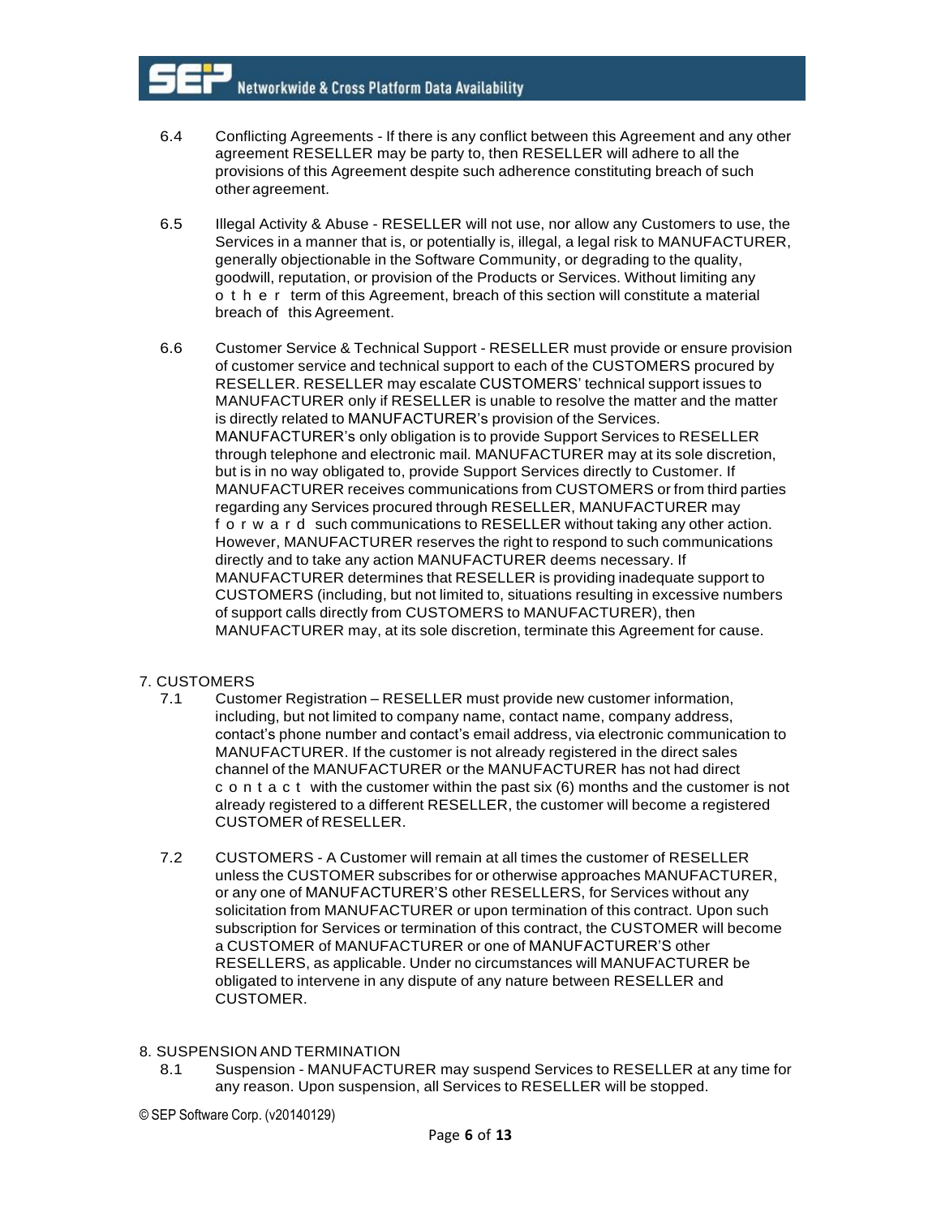6.4 Conflicting Agreements - If there is any conflict between this Agreement and any other agreement RESELLER may be party to, then RESELLER will adhere to all the provisions of this Agreement despite such adherence constituting breach of such other agreement.

6.5 Illegal Activity & Abuse - RESELLER will not use, nor allow any Customers to use, the Services in a manner that is, or potentially is, illegal, a legal risk to MANUFACTURER, generally objectionable in the Software Community, or degrading to the quality, goodwill, reputation, or provision of the Products or Services. Without limiting any other term of this Agreement, breach of this section will constitute a material breach of this Agreement.

6.6 Customer Service & Technical Support - RESELLER must provide or ensure provision of customer service and technical support to each of the CUSTOMERS procured by RESELLER. RESELLER may escalate CUSTOMERS' technical support issues to MANUFACTURER only if RESELLER is unable to resolve the matter and the matter is directly related to MANUFACTURER's provision of the Services. MANUFACTURER's only obligation is to provide Support Services to RESELLER through telephone and electronic mail. MANUFACTURER may at its sole discretion, but is in no way obligated to, provide Support Services directly to Customer. If MANUFACTURER receives communications from CUSTOMERS or from third parties regarding any Services procured through RESELLER, MANUFACTURER may forward such communications to RESELLER without taking any other action. However, MANUFACTURER reserves the right to respond to such communications directly and to take any action MANUFACTURER deems necessary. If MANUFACTURER determines that RESELLER is providing inadequate support to CUSTOMERS (including, but not limited to, situations resulting in excessive numbers of support calls directly from CUSTOMERS to MANUFACTURER), then MANUFACTURER may, at its sole discretion, terminate this Agreement for cause.

## 7. CUSTOMERS

7.1 Customer Registration – RESELLER must provide new customer information, including, but not limited to company name, contact name, company address, contact's phone number and contact's email address, via electronic communication to MANUFACTURER. If the customer is not already registered in the direct sales channel of the MANUFACTURER or the MANUFACTURER has not had direct contact with the customer within the past six (6) months and the customer is not already registered to a different RESELLER, the customer will become a registered CUSTOMER of RESELLER.

7.2 CUSTOMERS - A Customer will remain at all times the customer of RESELLER unless the CUSTOMER subscribes for or otherwise approaches MANUFACTURER, or any one of MANUFACTURER'S other RESELLERS, for Services without any solicitation from MANUFACTURER or upon termination of this contract. Upon such subscription for Services or termination of this contract, the CUSTOMER will become a CUSTOMER of MANUFACTURER or one of MANUFACTURER'S other RESELLERS, as applicable. Under no circumstances will MANUFACTURER be obligated to intervene in any dispute of any nature between RESELLER and CUSTOMER.

## 8. SUSPENSION AND TERMINATION

8.1 Suspension - MANUFACTURER may suspend Services to RESELLER at any time for any reason. Upon suspension, all Services to RESELLER will be stopped.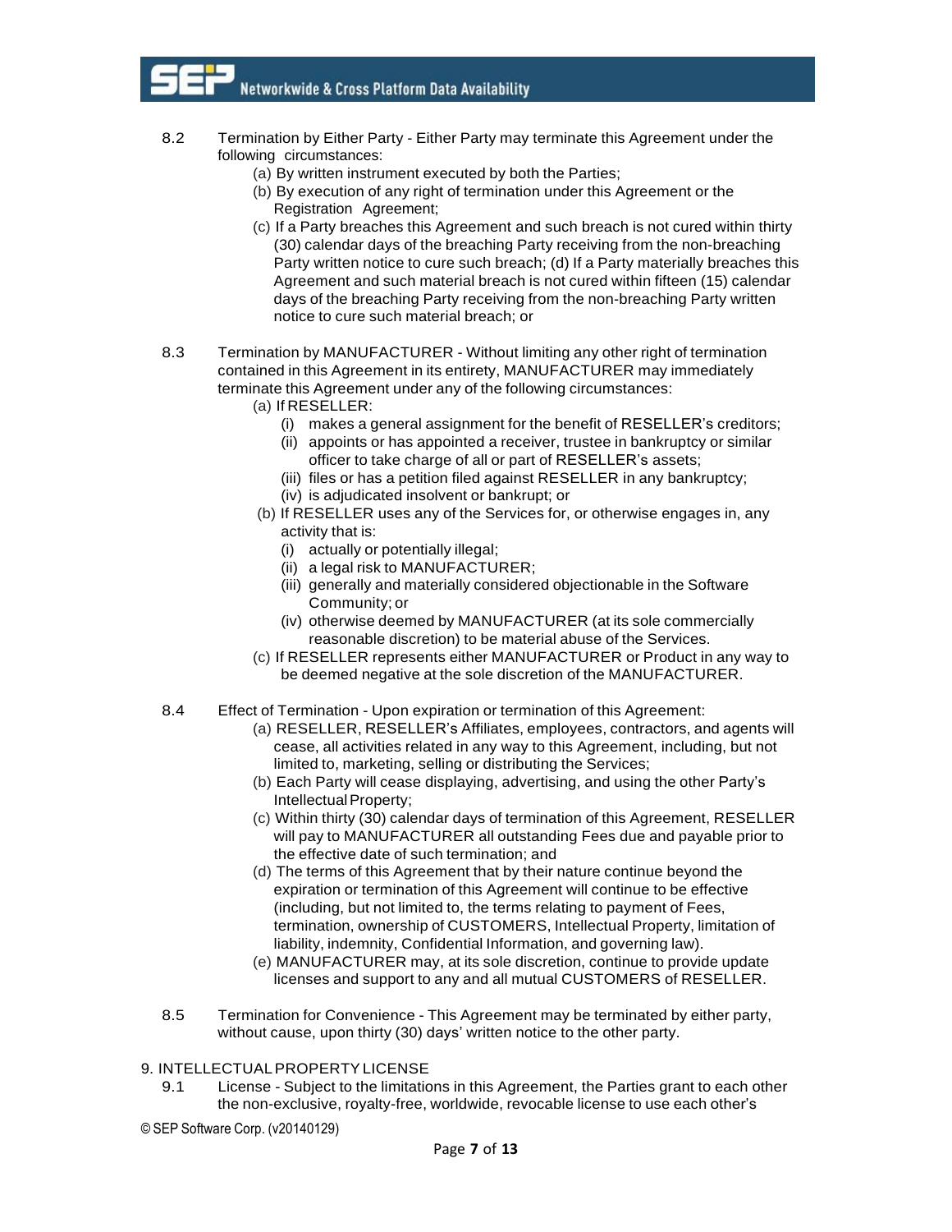8.2 Termination by Either Party - Either Party may terminate this Agreement under the following circumstances:

(a) By written instrument executed by both the Parties;

(b) By execution of any right of termination under this Agreement or the Registration Agreement;

(c) If a Party breaches this Agreement and such breach is not cured within thirty (30) calendar days of the breaching Party receiving from the non-breaching Party written notice to cure such breach; (d) If a Party materially breaches this Agreement and such material breach is not cured within fifteen (15) calendar days of the breaching Party receiving from the non-breaching Party written notice to cure such material breach; or

8.3 Termination by MANUFACTURER - Without limiting any other right of termination contained in this Agreement in its entirety, MANUFACTURER may immediately terminate this Agreement under any of the following circumstances:

(a) If RESELLER:

(i) makes a general assignment for the benefit of RESELLER's creditors;

(ii) appoints or has appointed a receiver, trustee in bankruptcy or similar officer to take charge of all or part of RESELLER's assets;

(iii) files or has a petition filed against RESELLER in any bankruptcy;

(iv) is adjudicated insolvent or bankrupt; or

(b) If RESELLER uses any of the Services for, or otherwise engages in, any activity that is:

(i) actually or potentially illegal;

(ii) a legal risk to MANUFACTURER;

(iii) generally and materially considered objectionable in the Software Community; or

(iv) otherwise deemed by MANUFACTURER (at its sole commercially reasonable discretion) to be material abuse of the Services.

(c) If RESELLER represents either MANUFACTURER or Product in any way to be deemed negative at the sole discretion of the MANUFACTURER.

8.4 Effect of Termination - Upon expiration or termination of this Agreement:

(a) RESELLER, RESELLER's Affiliates, employees, contractors, and agents will cease, all activities related in any way to this Agreement, including, but not limited to, marketing, selling or distributing the Services;

(b) Each Party will cease displaying, advertising, and using the other Party's Intellectual Property;

(c) Within thirty (30) calendar days of termination of this Agreement, RESELLER will pay to MANUFACTURER all outstanding Fees due and payable prior to the effective date of such termination; and

(d) The terms of this Agreement that by their nature continue beyond the expiration or termination of this Agreement will continue to be effective (including, but not limited to, the terms relating to payment of Fees, termination, ownership of CUSTOMERS, Intellectual Property, limitation of liability, indemnity, Confidential Information, and governing law).

(e) MANUFACTURER may, at its sole discretion, continue to provide update licenses and support to any and all mutual CUSTOMERS of RESELLER.

8.5 Termination for Convenience - This Agreement may be terminated by either party, without cause, upon thirty (30) days' written notice to the other party.

9. INTELLECTUAL PROPERTY LICENSE

9.1 License - Subject to the limitations in this Agreement, the Parties grant to each other the non-exclusive, royalty-free, worldwide, revocable license to use each other's

© SEP Software Corp. (v20140129)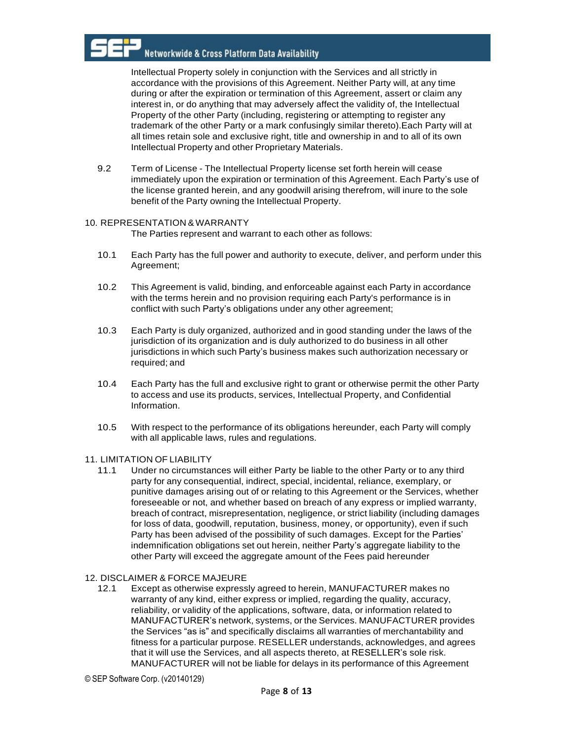Intellectual Property solely in conjunction with the Services and all strictly in accordance with the provisions of this Agreement. Neither Party will, at any time during or after the expiration or termination of this Agreement, assert or claim any interest in, or do anything that may adversely affect the validity of, the Intellectual Property of the other Party (including, registering or attempting to register any trademark of the other Party or a mark confusingly similar thereto).Each Party will at all times retain sole and exclusive right, title and ownership in and to all of its own Intellectual Property and other Proprietary Materials.

9.2 Term of License - The Intellectual Property license set forth herein will cease immediately upon the expiration or termination of this Agreement. Each Party's use of the license granted herein, and any goodwill arising therefrom, will inure to the sole benefit of the Party owning the Intellectual Property.

10. REPRESENTATION & WARRANTY

The Parties represent and warrant to each other as follows:

10.1 Each Party has the full power and authority to execute, deliver, and perform under this Agreement;

10.2 This Agreement is valid, binding, and enforceable against each Party in accordance with the terms herein and no provision requiring each Party's performance is in conflict with such Party's obligations under any other agreement;

10.3 Each Party is duly organized, authorized and in good standing under the laws of the jurisdiction of its organization and is duly authorized to do business in all other jurisdictions in which such Party's business makes such authorization necessary or required; and

10.4 Each Party has the full and exclusive right to grant or otherwise permit the other Party to access and use its products, services, Intellectual Property, and Confidential Information.

10.5 With respect to the performance of its obligations hereunder, each Party will comply with all applicable laws, rules and regulations.

11. LIMITATION OF LIABILITY

11.1 Under no circumstances will either Party be liable to the other Party or to any third party for any consequential, indirect, special, incidental, reliance, exemplary, or punitive damages arising out of or relating to this Agreement or the Services, whether foreseeable or not, and whether based on breach of any express or implied warranty, breach of contract, misrepresentation, negligence, or strict liability (including damages for loss of data, goodwill, reputation, business, money, or opportunity), even if such Party has been advised of the possibility of such damages. Except for the Parties' indemnification obligations set out herein, neither Party's aggregate liability to the other Party will exceed the aggregate amount of the Fees paid hereunder

12. DISCLAIMER & FORCE MAJEURE

12.1 Except as otherwise expressly agreed to herein, MANUFACTURER makes no warranty of any kind, either express or implied, regarding the quality, accuracy, reliability, or validity of the applications, software, data, or information related to MANUFACTURER's network, systems, or the Services. MANUFACTURER provides the Services "as is" and specifically disclaims all warranties of merchantability and fitness for a particular purpose. RESELLER understands, acknowledges, and agrees that it will use the Services, and all aspects thereto, at RESELLER's sole risk. MANUFACTURER will not be liable for delays in its performance of this Agreement

© SEP Software Corp. (v20140129)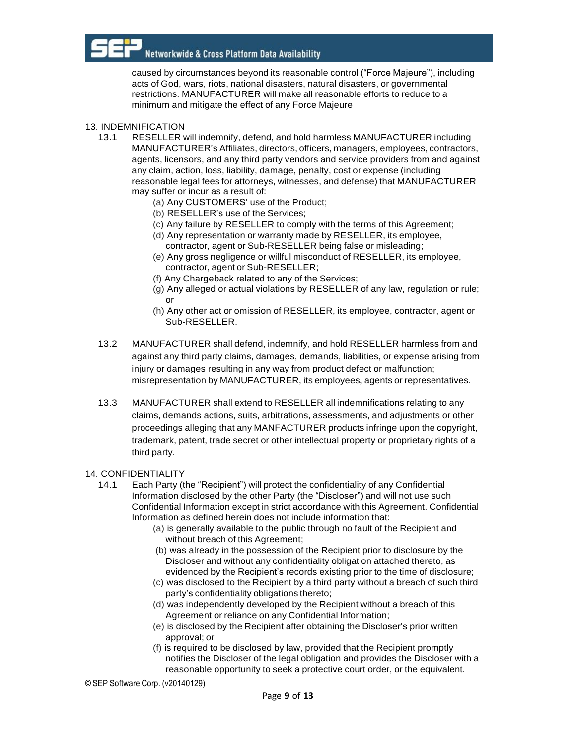caused by circumstances beyond its reasonable control ("Force Majeure"), including acts of God, wars, riots, national disasters, natural disasters, or governmental restrictions. MANUFACTURER will make all reasonable efforts to reduce to a minimum and mitigate the effect of any Force Majeure

13. INDEMNIFICATION

13.1 RESELLER will indemnify, defend, and hold harmless MANUFACTURER including MANUFACTURER's Affiliates, directors, officers, managers, employees, contractors, agents, licensors, and any third party vendors and service providers from and against any claim, action, loss, liability, damage, penalty, cost or expense (including reasonable legal fees for attorneys, witnesses, and defense) that MANUFACTURER may suffer or incur as a result of:

- (a) Any CUSTOMERS' use of the Product;
- (b) RESELLER's use of the Services;
- (c) Any failure by RESELLER to comply with the terms of this Agreement;
- (d) Any representation or warranty made by RESELLER, its employee, contractor, agent or Sub-RESELLER being false or misleading;
- (e) Any gross negligence or willful misconduct of RESELLER, its employee, contractor, agent or Sub-RESELLER;
- (f) Any Chargeback related to any of the Services;
- (g) Any alleged or actual violations by RESELLER of any law, regulation or rule; or
- (h) Any other act or omission of RESELLER, its employee, contractor, agent or Sub-RESELLER.

13.2 MANUFACTURER shall defend, indemnify, and hold RESELLER harmless from and against any third party claims, damages, demands, liabilities, or expense arising from injury or damages resulting in any way from product defect or malfunction; misrepresentation by MANUFACTURER, its employees, agents or representatives.

13.3 MANUFACTURER shall extend to RESELLER all indemnifications relating to any claims, demands actions, suits, arbitrations, assessments, and adjustments or other proceedings alleging that any MANFACTURER products infringe upon the copyright, trademark, patent, trade secret or other intellectual property or proprietary rights of a third party.

14. CONFIDENTIALITY

14.1 Each Party (the "Recipient") will protect the confidentiality of any Confidential Information disclosed by the other Party (the "Discloser") and will not use such Confidential Information except in strict accordance with this Agreement. Confidential Information as defined herein does not include information that:

- (a) is generally available to the public through no fault of the Recipient and without breach of this Agreement;
- (b) was already in the possession of the Recipient prior to disclosure by the Discloser and without any confidentiality obligation attached thereto, as evidenced by the Recipient's records existing prior to the time of disclosure;
- (c) was disclosed to the Recipient by a third party without a breach of such third party's confidentiality obligations thereto;
- (d) was independently developed by the Recipient without a breach of this Agreement or reliance on any Confidential Information;
- (e) is disclosed by the Recipient after obtaining the Discloser's prior written approval; or
- (f) is required to be disclosed by law, provided that the Recipient promptly notifies the Discloser of the legal obligation and provides the Discloser with a reasonable opportunity to seek a protective court order, or the equivalent.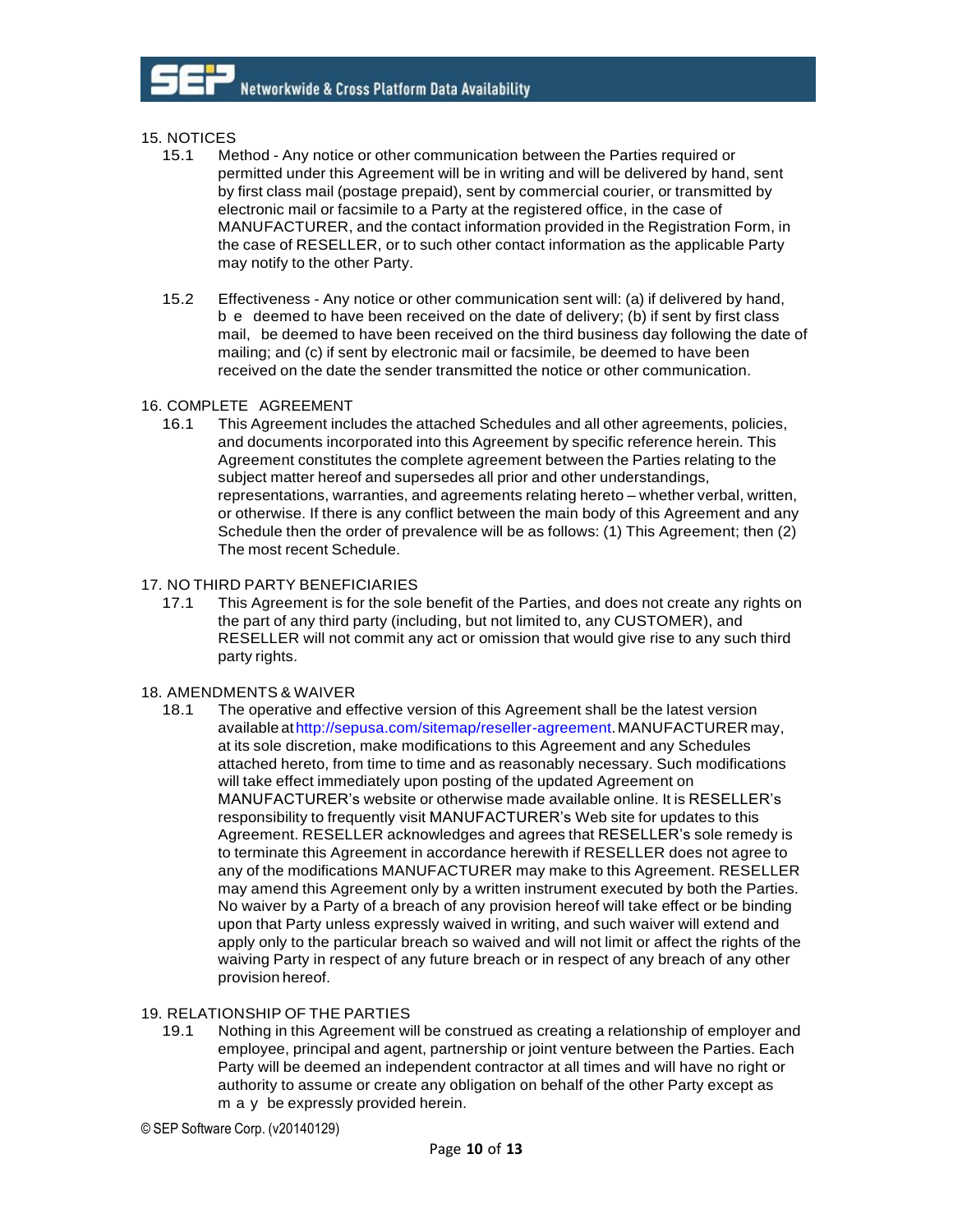## 15. NOTICES

15.1 Method - Any notice or other communication between the Parties required or permitted under this Agreement will be in writing and will be delivered by hand, sent by first class mail (postage prepaid), sent by commercial courier, or transmitted by electronic mail or facsimile to a Party at the registered office, in the case of MANUFACTURER, and the contact information provided in the Registration Form, in the case of RESELLER, or to such other contact information as the applicable Party may notify to the other Party.

15.2 Effectiveness - Any notice or other communication sent will: (a) if delivered by hand, be deemed to have been received on the date of delivery; (b) if sent by first class mail, be deemed to have been received on the third business day following the date of mailing; and (c) if sent by electronic mail or facsimile, be deemed to have been received on the date the sender transmitted the notice or other communication.

## 16. COMPLETE AGREEMENT

16.1 This Agreement includes the attached Schedules and all other agreements, policies, and documents incorporated into this Agreement by specific reference herein. This Agreement constitutes the complete agreement between the Parties relating to the subject matter hereof and supersedes all prior and other understandings, representations, warranties, and agreements relating hereto – whether verbal, written, or otherwise. If there is any conflict between the main body of this Agreement and any Schedule then the order of prevalence will be as follows: (1) This Agreement; then (2) The most recent Schedule.

## 17. NO THIRD PARTY BENEFICIARIES

17.1 This Agreement is for the sole benefit of the Parties, and does not create any rights on the part of any third party (including, but not limited to, any CUSTOMER), and RESELLER will not commit any act or omission that would give rise to any such third party rights.

## 18. AMENDMENTS & WAIVER

18.1 The operative and effective version of this Agreement shall be the latest version available at http://sepusa.com/sitemap/reseller-agreement. MANUFACTURER may, at its sole discretion, make modifications to this Agreement and any Schedules attached hereto, from time to time and as reasonably necessary. Such modifications will take effect immediately upon posting of the updated Agreement on MANUFACTURER's website or otherwise made available online. It is RESELLER's responsibility to frequently visit MANUFACTURER's Web site for updates to this Agreement. RESELLER acknowledges and agrees that RESELLER's sole remedy is to terminate this Agreement in accordance herewith if RESELLER does not agree to any of the modifications MANUFACTURER may make to this Agreement. RESELLER may amend this Agreement only by a written instrument executed by both the Parties. No waiver by a Party of a breach of any provision hereof will take effect or be binding upon that Party unless expressly waived in writing, and such waiver will extend and apply only to the particular breach so waived and will not limit or affect the rights of the waiving Party in respect of any future breach or in respect of any breach of any other provision hereof.

## 19. RELATIONSHIP OF THE PARTIES

19.1 Nothing in this Agreement will be construed as creating a relationship of employer and employee, principal and agent, partnership or joint venture between the Parties. Each Party will be deemed an independent contractor at all times and will have no right or authority to assume or create any obligation on behalf of the other Party except as may be expressly provided herein.

© SEP Software Corp. (v20140129)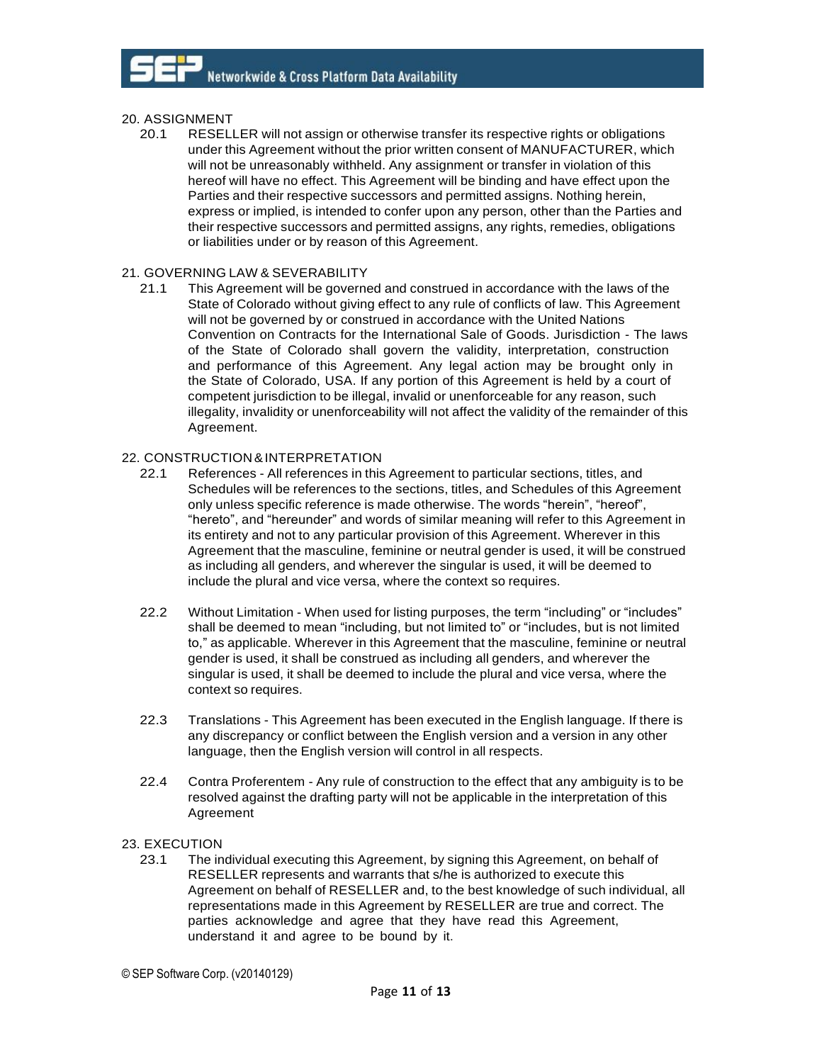## 20. ASSIGNMENT

20.1 RESELLER will not assign or otherwise transfer its respective rights or obligations under this Agreement without the prior written consent of MANUFACTURER, which will not be unreasonably withheld. Any assignment or transfer in violation of this hereof will have no effect. This Agreement will be binding and have effect upon the Parties and their respective successors and permitted assigns. Nothing herein, express or implied, is intended to confer upon any person, other than the Parties and their respective successors and permitted assigns, any rights, remedies, obligations or liabilities under or by reason of this Agreement.

## 21. GOVERNING LAW & SEVERABILITY

21.1 This Agreement will be governed and construed in accordance with the laws of the State of Colorado without giving effect to any rule of conflicts of law. This Agreement will not be governed by or construed in accordance with the United Nations Convention on Contracts for the International Sale of Goods. Jurisdiction - The laws of the State of Colorado shall govern the validity, interpretation, construction and performance of this Agreement. Any legal action may be brought only in the State of Colorado, USA. If any portion of this Agreement is held by a court of competent jurisdiction to be illegal, invalid or unenforceable for any reason, such illegality, invalidity or unenforceability will not affect the validity of the remainder of this Agreement.

## 22. CONSTRUCTION & INTERPRETATION

22.1 References - All references in this Agreement to particular sections, titles, and Schedules will be references to the sections, titles, and Schedules of this Agreement only unless specific reference is made otherwise. The words “herein”, “hereof”, “hereto”, and “hereunder” and words of similar meaning will refer to this Agreement in its entirety and not to any particular provision of this Agreement. Wherever in this Agreement that the masculine, feminine or neutral gender is used, it will be construed as including all genders, and wherever the singular is used, it will be deemed to include the plural and vice versa, where the context so requires.

22.2 Without Limitation - When used for listing purposes, the term “including” or “includes” shall be deemed to mean “including, but not limited to” or “includes, but is not limited to,” as applicable. Wherever in this Agreement that the masculine, feminine or neutral gender is used, it shall be construed as including all genders, and wherever the singular is used, it shall be deemed to include the plural and vice versa, where the context so requires.

22.3 Translations - This Agreement has been executed in the English language. If there is any discrepancy or conflict between the English version and a version in any other language, then the English version will control in all respects.

22.4 Contra Proferentem - Any rule of construction to the effect that any ambiguity is to be resolved against the drafting party will not be applicable in the interpretation of this Agreement

## 23. EXECUTION

23.1 The individual executing this Agreement, by signing this Agreement, on behalf of RESELLER represents and warrants that s/he is authorized to execute this Agreement on behalf of RESELLER and, to the best knowledge of such individual, all representations made in this Agreement by RESELLER are true and correct. The parties acknowledge and agree that they have read this Agreement, understand it and agree to be bound by it.

© SEP Software Corp. (v20140129)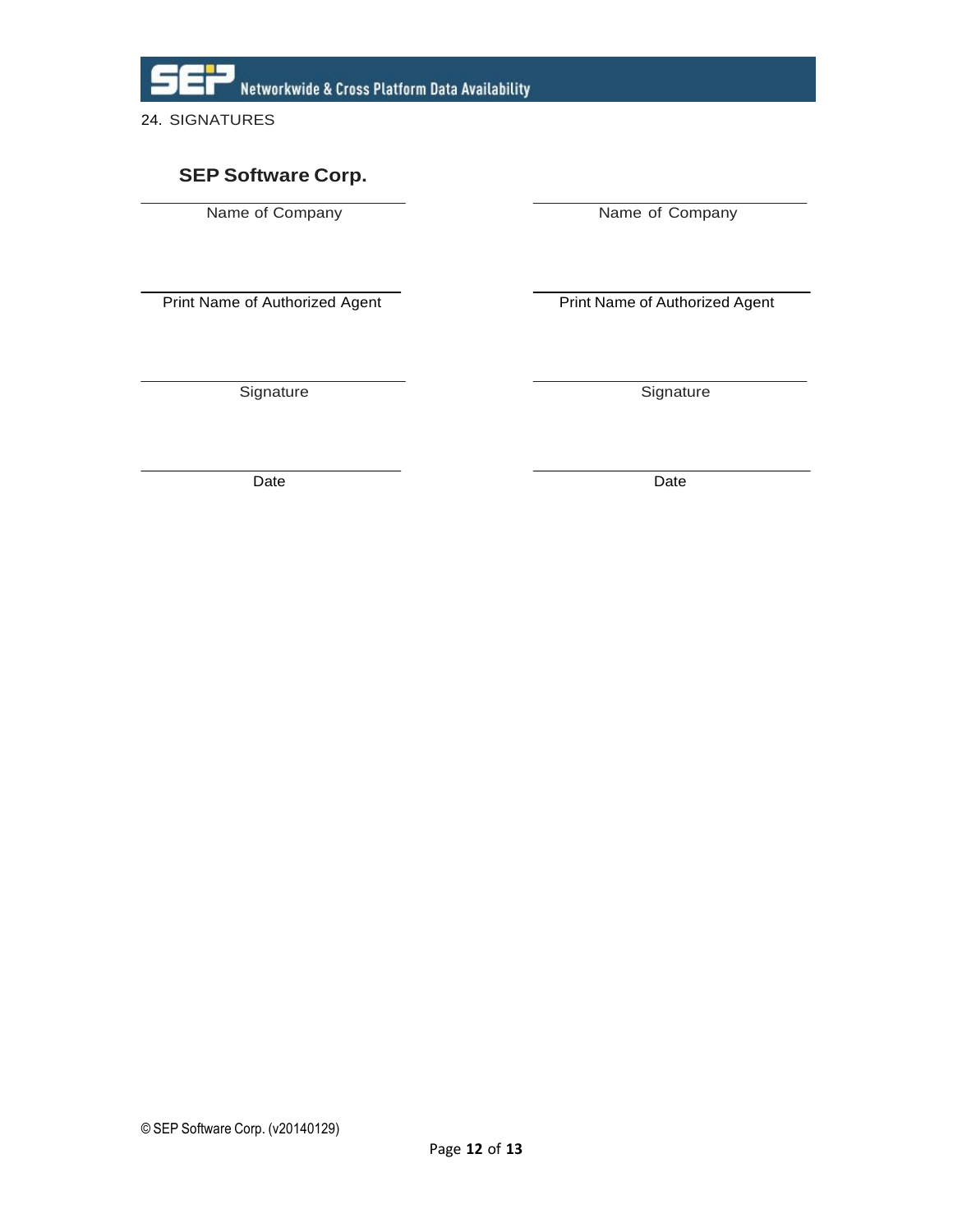## 24. SIGNATURES

| **SEP Software Corp.** | |
|---|---|
| Name of Company | Name of Company |
| | |
| Print Name of Authorized Agent | Print Name of Authorized Agent |
| | |
| Signature | Signature |
| | |
| Date | Date |

© SEP Software Corp. (v20140129)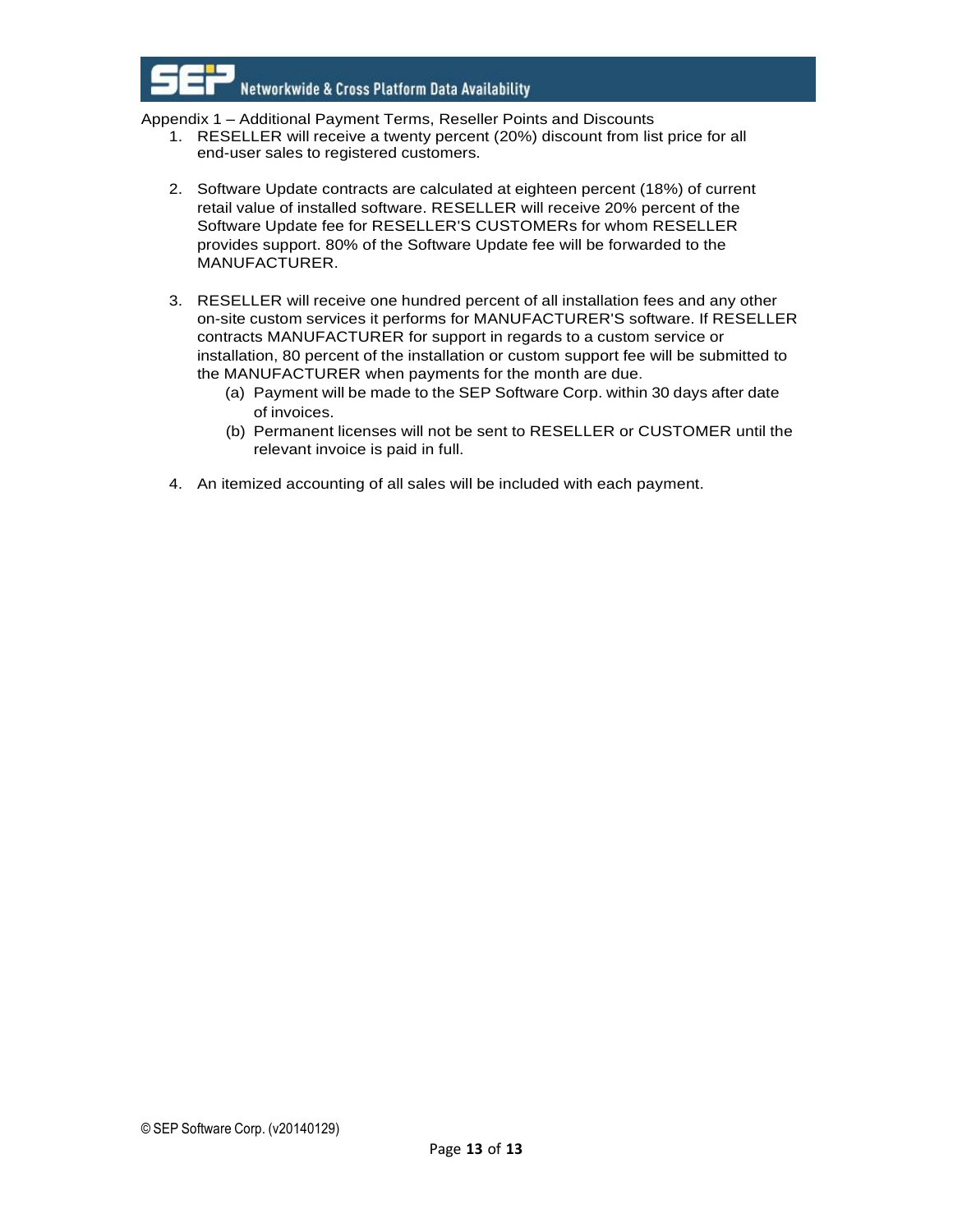Appendix 1 – Additional Payment Terms, Reseller Points and Discounts

1. RESELLER will receive a twenty percent (20%) discount from list price for all end-user sales to registered customers.

2. Software Update contracts are calculated at eighteen percent (18%) of current retail value of installed software. RESELLER will receive 20% percent of the Software Update fee for RESELLER'S CUSTOMERs for whom RESELLER provides support. 80% of the Software Update fee will be forwarded to the MANUFACTURER.

3. RESELLER will receive one hundred percent of all installation fees and any other on-site custom services it performs for MANUFACTURER'S software. If RESELLER contracts MANUFACTURER for support in regards to a custom service or installation, 80 percent of the installation or custom support fee will be submitted to the MANUFACTURER when payments for the month are due.
   (a) Payment will be made to the SEP Software Corp. within 30 days after date of invoices.
   (b) Permanent licenses will not be sent to RESELLER or CUSTOMER until the relevant invoice is paid in full.

4. An itemized accounting of all sales will be included with each payment.

© SEP Software Corp. (v20140129)